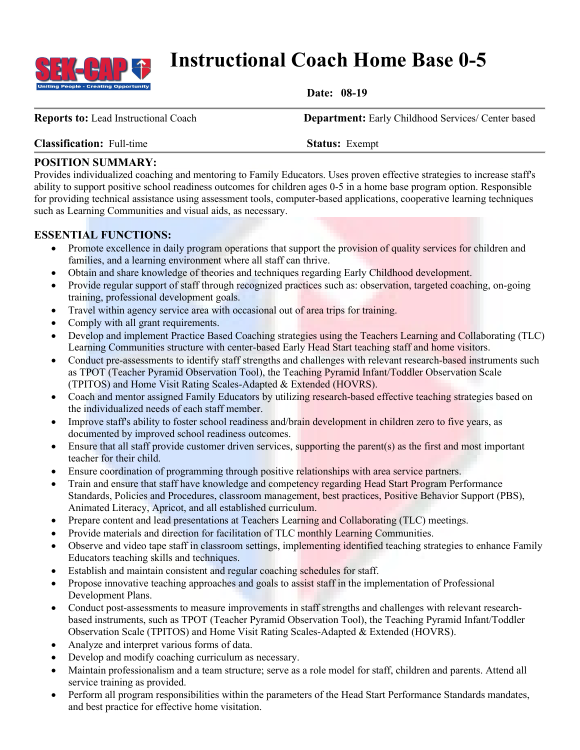# Instructional Coach Home Base 0-5

**Date: 08-19**

**Reports to:** Lead Instructional Coach **Department:** Early Childhood Services/ Center based

**Classification:** Full-time **Status:** Exempt

## POSITION SUMMARY:

Provides individualized coaching and mentoring to Family Educators. Uses proven effective strategies to increase staff's ability to support positive school readiness outcomes for children ages 0-5 in a home base program option. Responsible for providing technical assistance using assessment tools, computer-based applications, cooperative learning techniques such as Learning Communities and visual aids, as necessary.

## ESSENTIAL FUNCTIONS:

- Promote excellence in daily program operations that support the provision of quality services for children and families, and a learning environment where all staff can thrive.
- Obtain and share knowledge of theories and techniques regarding Early Childhood development.
- Provide regular support of staff through recognized practices such as: observation, targeted coaching, on-going training, professional development goals.
- Travel within agency service area with occasional out of area trips for training.
- Comply with all grant requirements.
- Develop and implement Practice Based Coaching strategies using the Teachers Learning and Collaborating (TLC) Learning Communities structure with center-based Early Head Start teaching staff and home visitors.
- Conduct pre-assessments to identify staff strengths and challenges with relevant research-based instruments such as TPOT (Teacher Pyramid Observation Tool), the Teaching Pyramid Infant/Toddler Observation Scale (TPITOS) and Home Visit Rating Scales-Adapted & Extended (HOVRS).
- Coach and mentor assigned Family Educators by utilizing research-based effective teaching strategies based on the individualized needs of each staff member.
- Improve staff's ability to foster school readiness and/brain development in children zero to five years, as documented by improved school readiness outcomes.
- Ensure that all staff provide customer driven services, supporting the parent(s) as the first and most important teacher for their child.
- Ensure coordination of programming through positive relationships with area service partners.
- Train and ensure that staff have knowledge and competency regarding Head Start Program Performance Standards, Policies and Procedures, classroom management, best practices, Positive Behavior Support (PBS), Animated Literacy, Apricot, and all established curriculum.
- Prepare content and lead presentations at Teachers Learning and Collaborating (TLC) meetings.
- Provide materials and direction for facilitation of TLC monthly Learning Communities.
- Observe and video tape staff in classroom settings, implementing identified teaching strategies to enhance Family Educators teaching skills and techniques.
- Establish and maintain consistent and regular coaching schedules for staff.
- Propose innovative teaching approaches and goals to assist staff in the implementation of Professional Development Plans.
- Conduct post-assessments to measure improvements in staff strengths and challenges with relevant research-based instruments, such as TPOT (Teacher Pyramid Observation Tool), the Teaching Pyramid Infant/Toddler Observation Scale (TPITOS) and Home Visit Rating Scales-Adapted & Extended (HOVRS).
- Analyze and interpret various forms of data.
- Develop and modify coaching curriculum as necessary.
- Maintain professionalism and a team structure; serve as a role model for staff, children and parents. Attend all service training as provided.
- Perform all program responsibilities within the parameters of the Head Start Performance Standards mandates, and best practice for effective home visitation.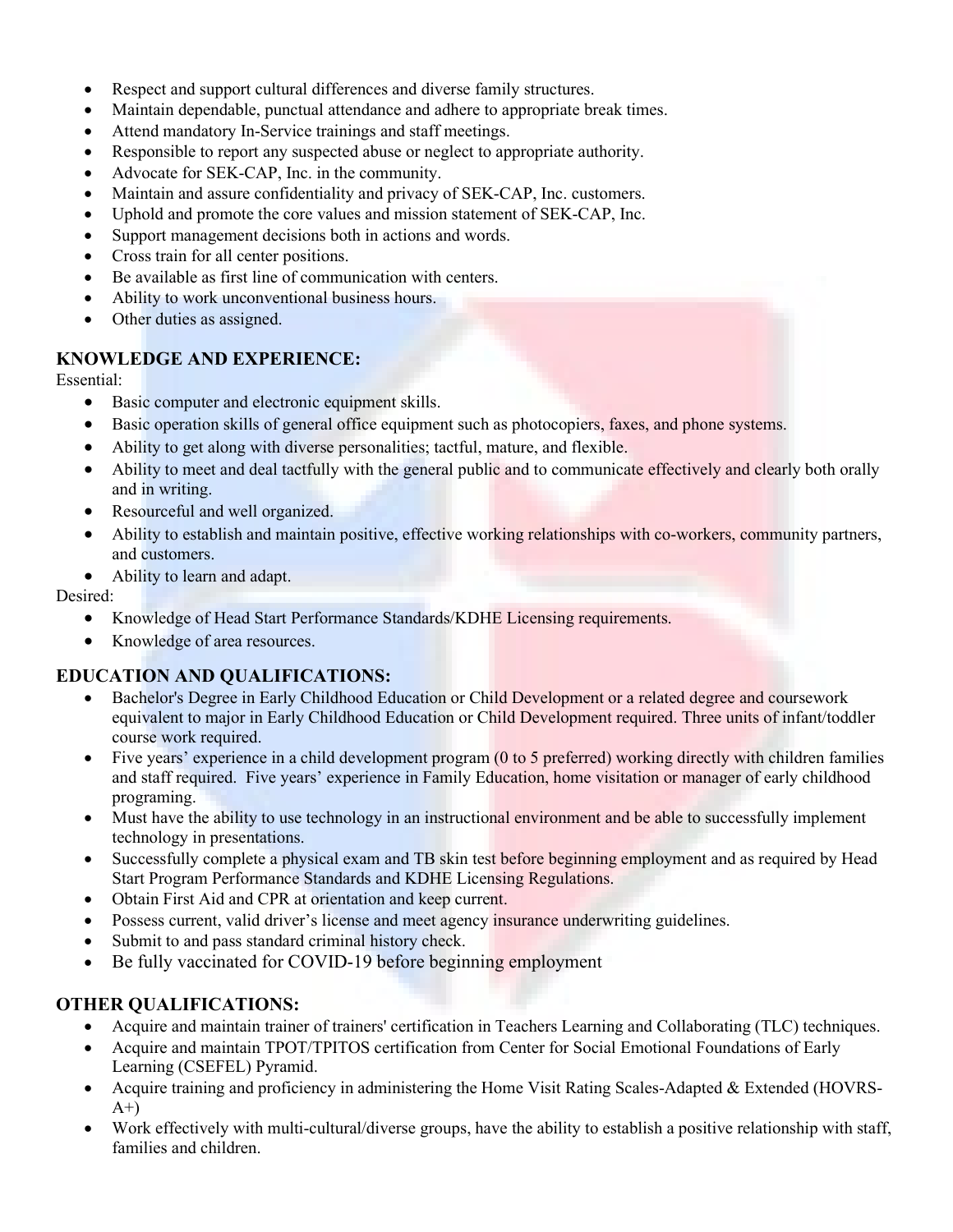- Respect and support cultural differences and diverse family structures.
- Maintain dependable, punctual attendance and adhere to appropriate break times.
- Attend mandatory In-Service trainings and staff meetings.
- Responsible to report any suspected abuse or neglect to appropriate authority.
- Advocate for SEK-CAP, Inc. in the community.
- Maintain and assure confidentiality and privacy of SEK-CAP, Inc. customers.
- Uphold and promote the core values and mission statement of SEK-CAP, Inc.
- Support management decisions both in actions and words.
- Cross train for all center positions.
- Be available as first line of communication with centers.
- Ability to work unconventional business hours.
- Other duties as assigned.

## KNOWLEDGE AND EXPERIENCE:

Essential:

- Basic computer and electronic equipment skills.
- Basic operation skills of general office equipment such as photocopiers, faxes, and phone systems.
- Ability to get along with diverse personalities; tactful, mature, and flexible.
- Ability to meet and deal tactfully with the general public and to communicate effectively and clearly both orally and in writing.
- Resourceful and well organized.
- Ability to establish and maintain positive, effective working relationships with co-workers, community partners, and customers.
- Ability to learn and adapt.

Desired:

- Knowledge of Head Start Performance Standards/KDHE Licensing requirements.
- Knowledge of area resources.

## EDUCATION AND QUALIFICATIONS:

- Bachelor's Degree in Early Childhood Education or Child Development or a related degree and coursework equivalent to major in Early Childhood Education or Child Development required. Three units of infant/toddler course work required.
- Five years' experience in a child development program (0 to 5 preferred) working directly with children families and staff required. Five years' experience in Family Education, home visitation or manager of early childhood programing.
- Must have the ability to use technology in an instructional environment and be able to successfully implement technology in presentations.
- Successfully complete a physical exam and TB skin test before beginning employment and as required by Head Start Program Performance Standards and KDHE Licensing Regulations.
- Obtain First Aid and CPR at orientation and keep current.
- Possess current, valid driver's license and meet agency insurance underwriting guidelines.
- Submit to and pass standard criminal history check.
- Be fully vaccinated for COVID-19 before beginning employment

## OTHER QUALIFICATIONS:

- Acquire and maintain trainer of trainers' certification in Teachers Learning and Collaborating (TLC) techniques.
- Acquire and maintain TPOT/TPITOS certification from Center for Social Emotional Foundations of Early Learning (CSEFEL) Pyramid.
- Acquire training and proficiency in administering the Home Visit Rating Scales-Adapted & Extended (HOVRS-A+)
- Work effectively with multi-cultural/diverse groups, have the ability to establish a positive relationship with staff, families and children.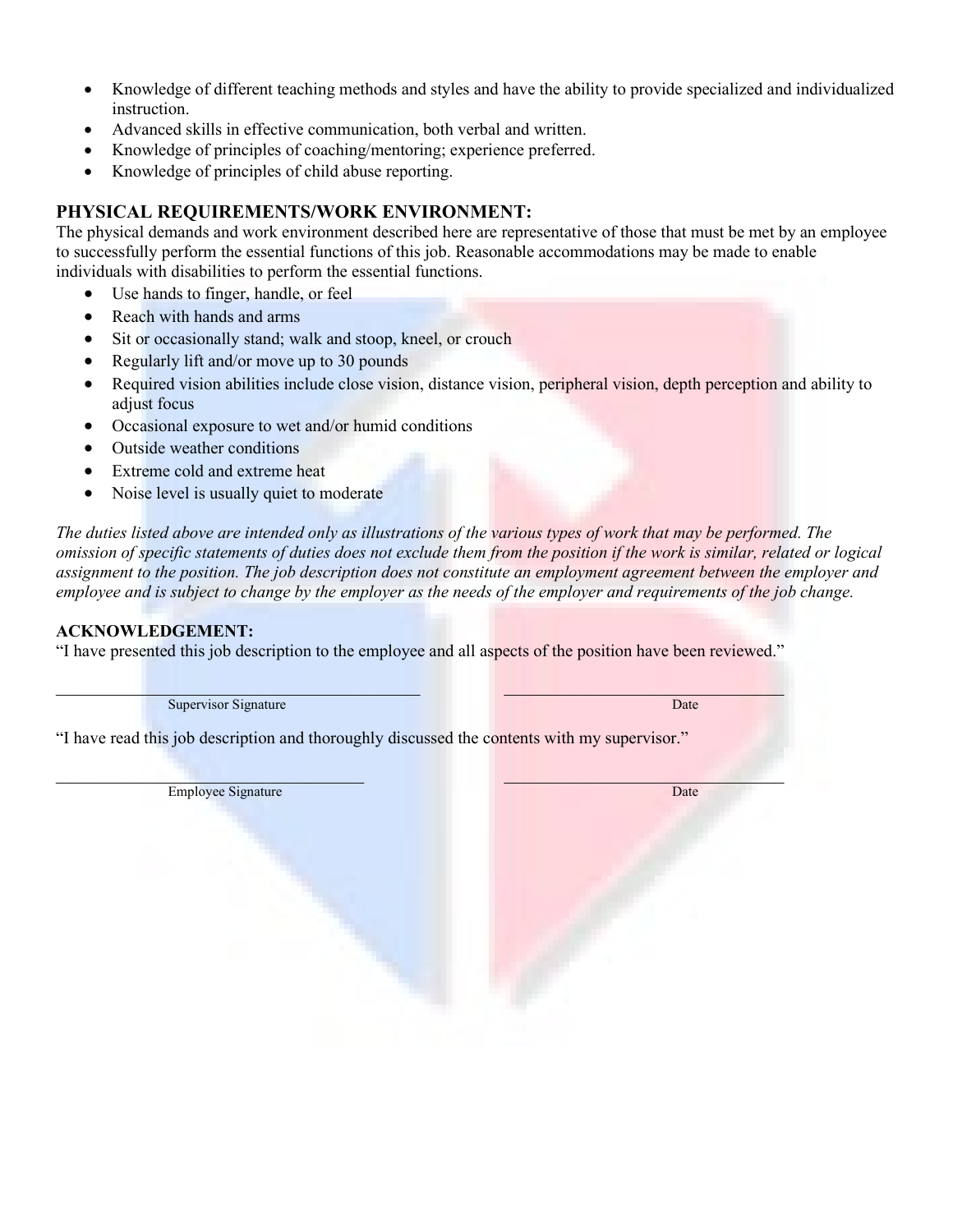- Knowledge of different teaching methods and styles and have the ability to provide specialized and individualized instruction.
- Advanced skills in effective communication, both verbal and written.
- Knowledge of principles of coaching/mentoring; experience preferred.
- Knowledge of principles of child abuse reporting.

## PHYSICAL REQUIREMENTS/WORK ENVIRONMENT:

The physical demands and work environment described here are representative of those that must be met by an employee to successfully perform the essential functions of this job. Reasonable accommodations may be made to enable individuals with disabilities to perform the essential functions.

- Use hands to finger, handle, or feel
- Reach with hands and arms
- Sit or occasionally stand; walk and stoop, kneel, or crouch
- Regularly lift and/or move up to 30 pounds
- Required vision abilities include close vision, distance vision, peripheral vision, depth perception and ability to adjust focus
- Occasional exposure to wet and/or humid conditions
- Outside weather conditions
- Extreme cold and extreme heat
- Noise level is usually quiet to moderate

*The duties listed above are intended only as illustrations of the various types of work that may be performed. The omission of specific statements of duties does not exclude them from the position if the work is similar, related or logical assignment to the position. The job description does not constitute an employment agreement between the employer and employee and is subject to change by the employer as the needs of the employer and requirements of the job change.*

**ACKNOWLEDGEMENT:**

"I have presented this job description to the employee and all aspects of the position have been reviewed."

_____________________________________________ _________________________________

Supervisor Signature Date

"I have read this job description and thoroughly discussed the contents with my supervisor."

_____________________________________________ _________________________________

Employee Signature Date